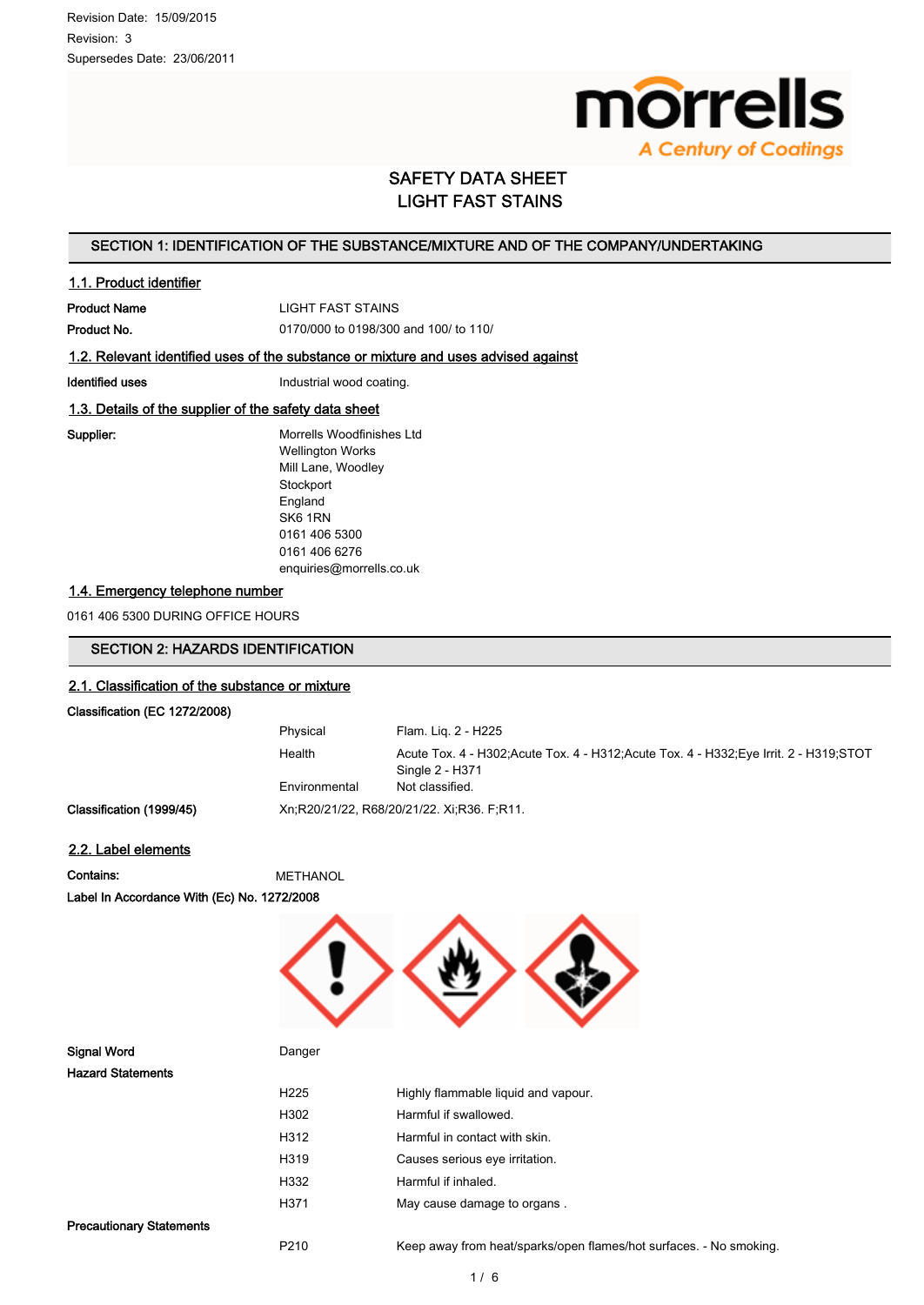Revision Date: 15/09/2015
Revision: 3
Supersedes Date: 23/06/2011

# SAFETY DATA SHEET
# LIGHT FAST STAINS

## SECTION 1: IDENTIFICATION OF THE SUBSTANCE/MIXTURE AND OF THE COMPANY/UNDERTAKING

### 1.1. Product identifier

**Product Name** LIGHT FAST STAINS

**Product No.** 0170/000 to 0198/300 and 100/ to 110/

### 1.2. Relevant identified uses of the substance or mixture and uses advised against

**Identified uses** Industrial wood coating.

### 1.3. Details of the supplier of the safety data sheet

**Supplier:**
Morrells Woodfinishes Ltd
Wellington Works
Mill Lane, Woodley
Stockport
England
SK6 1RN
0161 406 5300
0161 406 6276
enquiries@morrells.co.uk

### 1.4. Emergency telephone number

0161 406 5300 DURING OFFICE HOURS

## SECTION 2: HAZARDS IDENTIFICATION

### 2.1. Classification of the substance or mixture

**Classification (EC 1272/2008)**

| | |
|---|---|
| Physical | Flam. Liq. 2 - H225 |
| Health | Acute Tox. 4 - H302;Acute Tox. 4 - H312;Acute Tox. 4 - H332;Eye Irrit. 2 - H319;STOT Single 2 - H371 |
| Environmental | Not classified. |

**Classification (1999/45)** Xn;R20/21/22, R68/20/21/22. Xi;R36. F;R11.

### 2.2. Label elements

**Contains:** METHANOL

**Label In Accordance With (Ec) No. 1272/2008**

**Signal Word** Danger

**Hazard Statements**

| | |
|---|---|
| H225 | Highly flammable liquid and vapour. |
| H302 | Harmful if swallowed. |
| H312 | Harmful in contact with skin. |
| H319 | Causes serious eye irritation. |
| H332 | Harmful if inhaled. |
| H371 | May cause damage to organs . |

**Precautionary Statements**

| | |
|---|---|
| P210 | Keep away from heat/sparks/open flames/hot surfaces. - No smoking. |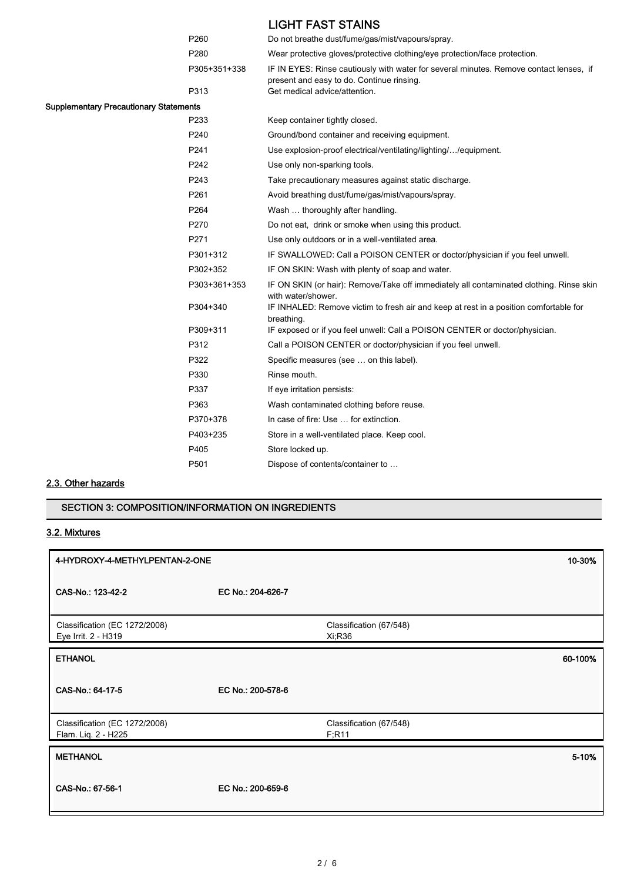| | |
|---|---|
| P260 | Do not breathe dust/fume/gas/mist/vapours/spray. |
| P280 | Wear protective gloves/protective clothing/eye protection/face protection. |
| P305+351+338 | IF IN EYES: Rinse cautiously with water for several minutes. Remove contact lenses, if present and easy to do. Continue rinsing. |
| P313 | Get medical advice/attention. |

**Supplementary Precautionary Statements**

| | |
|---|---|
| P233 | Keep container tightly closed. |
| P240 | Ground/bond container and receiving equipment. |
| P241 | Use explosion-proof electrical/ventilating/lighting/…/equipment. |
| P242 | Use only non-sparking tools. |
| P243 | Take precautionary measures against static discharge. |
| P261 | Avoid breathing dust/fume/gas/mist/vapours/spray. |
| P264 | Wash … thoroughly after handling. |
| P270 | Do not eat, drink or smoke when using this product. |
| P271 | Use only outdoors or in a well-ventilated area. |
| P301+312 | IF SWALLOWED: Call a POISON CENTER or doctor/physician if you feel unwell. |
| P302+352 | IF ON SKIN: Wash with plenty of soap and water. |
| P303+361+353 | IF ON SKIN (or hair): Remove/Take off immediately all contaminated clothing. Rinse skin with water/shower. |
| P304+340 | IF INHALED: Remove victim to fresh air and keep at rest in a position comfortable for breathing. |
| P309+311 | IF exposed or if you feel unwell: Call a POISON CENTER or doctor/physician. |
| P312 | Call a POISON CENTER or doctor/physician if you feel unwell. |
| P322 | Specific measures (see … on this label). |
| P330 | Rinse mouth. |
| P337 | If eye irritation persists: |
| P363 | Wash contaminated clothing before reuse. |
| P370+378 | In case of fire: Use … for extinction. |
| P403+235 | Store in a well-ventilated place. Keep cool. |
| P405 | Store locked up. |
| P501 | Dispose of contents/container to … |

## 2.3. Other hazards

## SECTION 3: COMPOSITION/INFORMATION ON INGREDIENTS

## 3.2. Mixtures

| **4-HYDROXY-4-METHYLPENTAN-2-ONE** | | **10-30%** |
|---|---|---|
| **CAS-No.: 123-42-2** | **EC No.: 204-626-7** | |
| Classification (EC 1272/2008)<br>Eye Irrit. 2 - H319 | | Classification (67/548)<br>Xi;R36 |

| **ETHANOL** | | **60-100%** |
|---|---|---|
| **CAS-No.: 64-17-5** | **EC No.: 200-578-6** | |
| Classification (EC 1272/2008)<br>Flam. Liq. 2 - H225 | | Classification (67/548)<br>F;R11 |

| **METHANOL** | | **5-10%** |
|---|---|---|
| **CAS-No.: 67-56-1** | **EC No.: 200-659-6** | |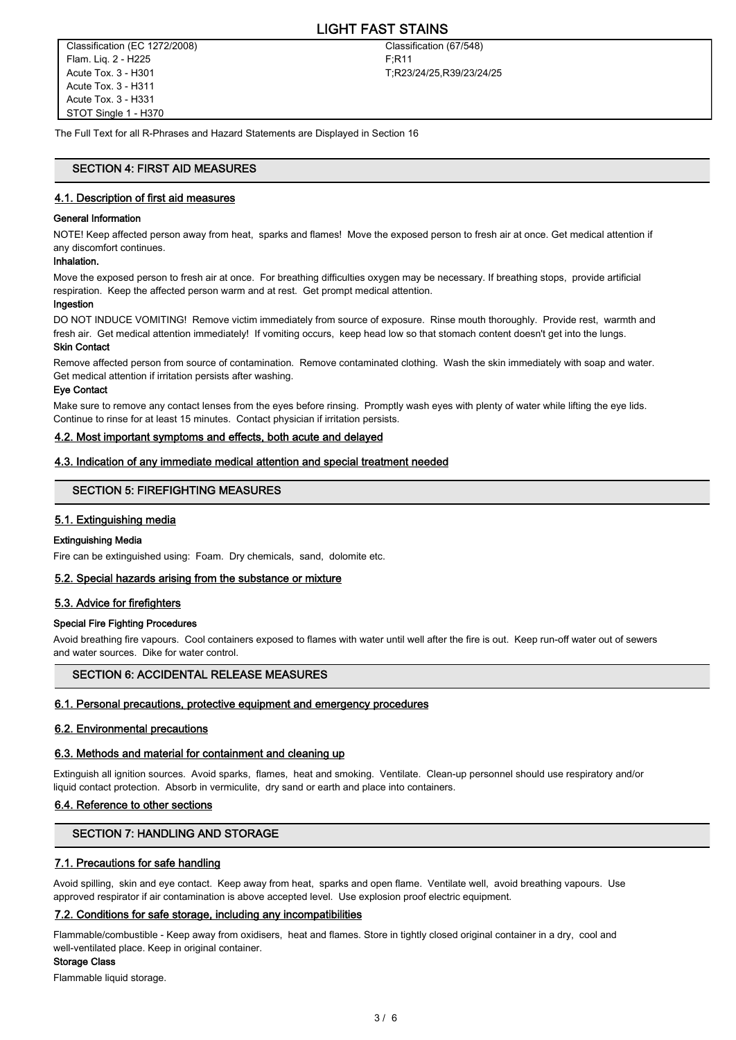| Classification (EC 1272/2008) | Classification (67/548) |
|---|---|
| Flam. Liq. 2 - H225 | F;R11 |
| Acute Tox. 3 - H301 | T;R23/24/25,R39/23/24/25 |
| Acute Tox. 3 - H311 | |
| Acute Tox. 3 - H331 | |
| STOT Single 1 - H370 | |

The Full Text for all R-Phrases and Hazard Statements are Displayed in Section 16

## SECTION 4: FIRST AID MEASURES

### 4.1. Description of first aid measures

**General Information**

NOTE! Keep affected person away from heat, sparks and flames! Move the exposed person to fresh air at once. Get medical attention if any discomfort continues.

**Inhalation.**

Move the exposed person to fresh air at once. For breathing difficulties oxygen may be necessary. If breathing stops, provide artificial respiration. Keep the affected person warm and at rest. Get prompt medical attention.

**Ingestion**

DO NOT INDUCE VOMITING! Remove victim immediately from source of exposure. Rinse mouth thoroughly. Provide rest, warmth and fresh air. Get medical attention immediately! If vomiting occurs, keep head low so that stomach content doesn't get into the lungs.

**Skin Contact**

Remove affected person from source of contamination. Remove contaminated clothing. Wash the skin immediately with soap and water. Get medical attention if irritation persists after washing.

**Eye Contact**

Make sure to remove any contact lenses from the eyes before rinsing. Promptly wash eyes with plenty of water while lifting the eye lids. Continue to rinse for at least 15 minutes. Contact physician if irritation persists.

### 4.2. Most important symptoms and effects, both acute and delayed

### 4.3. Indication of any immediate medical attention and special treatment needed

## SECTION 5: FIREFIGHTING MEASURES

### 5.1. Extinguishing media

**Extinguishing Media**

Fire can be extinguished using: Foam. Dry chemicals, sand, dolomite etc.

### 5.2. Special hazards arising from the substance or mixture

### 5.3. Advice for firefighters

**Special Fire Fighting Procedures**

Avoid breathing fire vapours. Cool containers exposed to flames with water until well after the fire is out. Keep run-off water out of sewers and water sources. Dike for water control.

## SECTION 6: ACCIDENTAL RELEASE MEASURES

### 6.1. Personal precautions, protective equipment and emergency procedures

### 6.2. Environmental precautions

### 6.3. Methods and material for containment and cleaning up

Extinguish all ignition sources. Avoid sparks, flames, heat and smoking. Ventilate. Clean-up personnel should use respiratory and/or liquid contact protection. Absorb in vermiculite, dry sand or earth and place into containers.

### 6.4. Reference to other sections

## SECTION 7: HANDLING AND STORAGE

### 7.1. Precautions for safe handling

Avoid spilling, skin and eye contact. Keep away from heat, sparks and open flame. Ventilate well, avoid breathing vapours. Use approved respirator if air contamination is above accepted level. Use explosion proof electric equipment.

### 7.2. Conditions for safe storage, including any incompatibilities

Flammable/combustible - Keep away from oxidisers, heat and flames. Store in tightly closed original container in a dry, cool and well-ventilated place. Keep in original container.

**Storage Class**

Flammable liquid storage.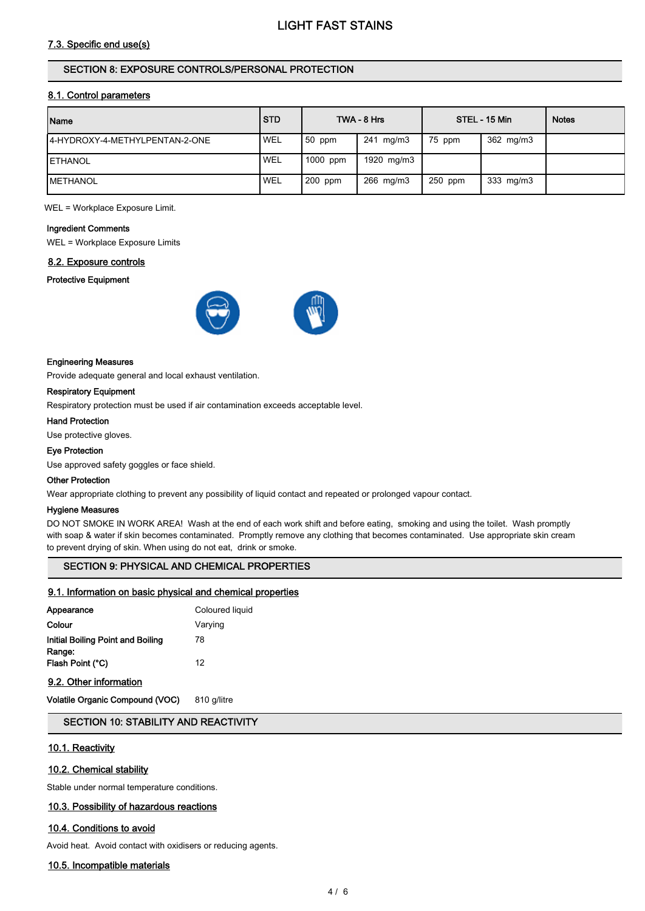#### 7.3. Specific end use(s)

## SECTION 8: EXPOSURE CONTROLS/PERSONAL PROTECTION

#### 8.1. Control parameters

| Name | STD | TWA - 8 Hrs | | STEL - 15 Min | | Notes |
|---|---|---|---|---|---|---|
| 4-HYDROXY-4-METHYLPENTAN-2-ONE | WEL | 50 ppm | 241 mg/m3 | 75 ppm | 362 mg/m3 | |
| ETHANOL | WEL | 1000 ppm | 1920 mg/m3 | | | |
| METHANOL | WEL | 200 ppm | 266 mg/m3 | 250 ppm | 333 mg/m3 | |

WEL = Workplace Exposure Limit.

**Ingredient Comments**

WEL = Workplace Exposure Limits

#### 8.2. Exposure controls

**Protective Equipment**

**Engineering Measures**

Provide adequate general and local exhaust ventilation.

**Respiratory Equipment**

Respiratory protection must be used if air contamination exceeds acceptable level.

**Hand Protection**

Use protective gloves.

**Eye Protection**

Use approved safety goggles or face shield.

**Other Protection**

Wear appropriate clothing to prevent any possibility of liquid contact and repeated or prolonged vapour contact.

**Hygiene Measures**

DO NOT SMOKE IN WORK AREA! Wash at the end of each work shift and before eating, smoking and using the toilet. Wash promptly with soap & water if skin becomes contaminated. Promptly remove any clothing that becomes contaminated. Use appropriate skin cream to prevent drying of skin. When using do not eat, drink or smoke.

## SECTION 9: PHYSICAL AND CHEMICAL PROPERTIES

#### 9.1. Information on basic physical and chemical properties

| | |
|---|---|
| **Appearance** | Coloured liquid |
| **Colour** | Varying |
| **Initial Boiling Point and Boiling Range:** | 78 |
| **Flash Point (°C)** | 12 |

#### 9.2. Other information

**Volatile Organic Compound (VOC)** 810 g/litre

## SECTION 10: STABILITY AND REACTIVITY

#### 10.1. Reactivity

#### 10.2. Chemical stability

Stable under normal temperature conditions.

#### 10.3. Possibility of hazardous reactions

#### 10.4. Conditions to avoid

Avoid heat. Avoid contact with oxidisers or reducing agents.

#### 10.5. Incompatible materials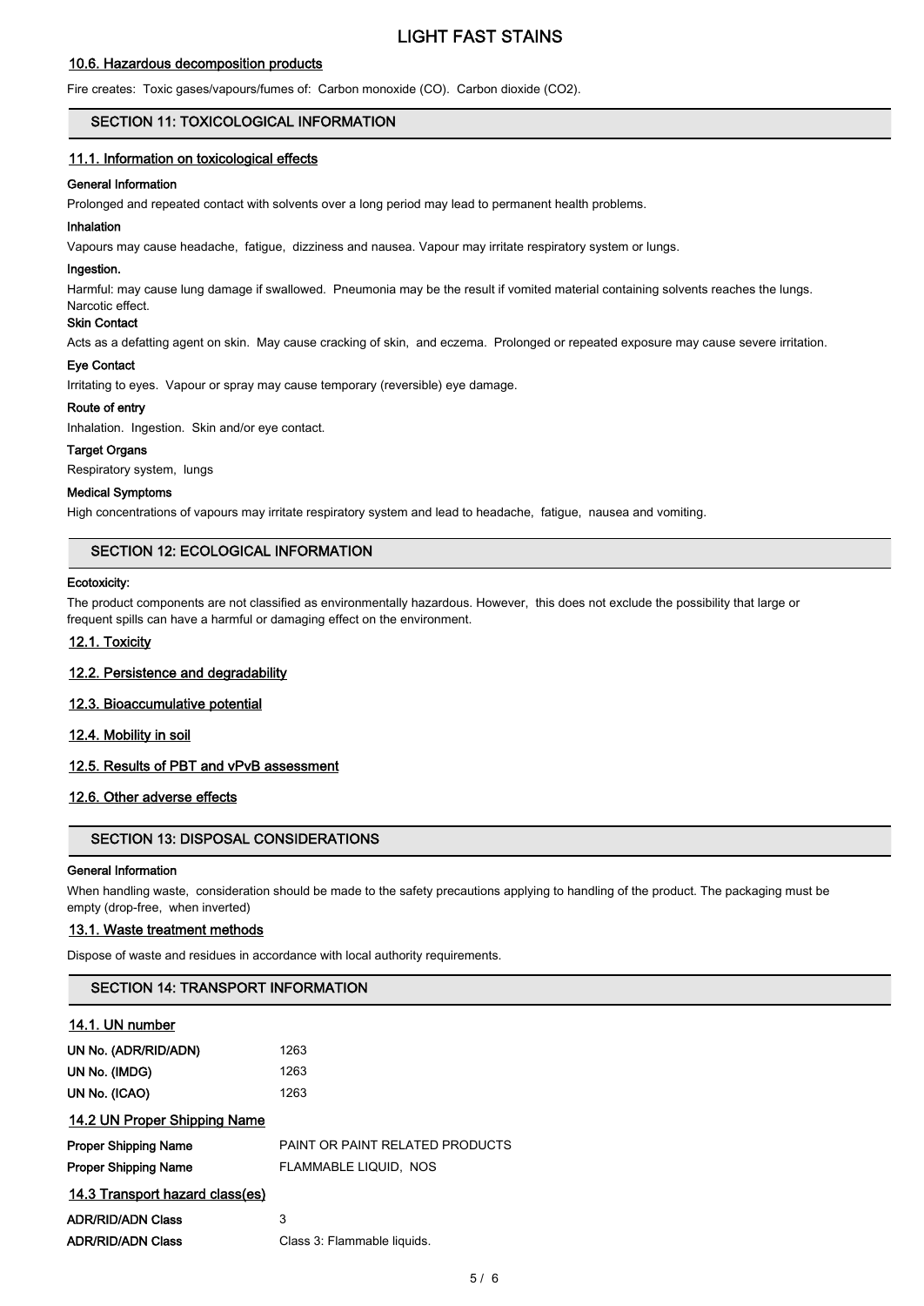#### 10.6. Hazardous decomposition products

Fire creates: Toxic gases/vapours/fumes of: Carbon monoxide (CO). Carbon dioxide ($CO_2$).

## SECTION 11: TOXICOLOGICAL INFORMATION

#### 11.1. Information on toxicological effects

**General Information**

Prolonged and repeated contact with solvents over a long period may lead to permanent health problems.

**Inhalation**

Vapours may cause headache, fatigue, dizziness and nausea. Vapour may irritate respiratory system or lungs.

**Ingestion.**

Harmful: may cause lung damage if swallowed. Pneumonia may be the result if vomited material containing solvents reaches the lungs. Narcotic effect.

**Skin Contact**

Acts as a defatting agent on skin. May cause cracking of skin, and eczema. Prolonged or repeated exposure may cause severe irritation.

**Eye Contact**

Irritating to eyes. Vapour or spray may cause temporary (reversible) eye damage.

**Route of entry**

Inhalation. Ingestion. Skin and/or eye contact.

**Target Organs**

Respiratory system, lungs

**Medical Symptoms**

High concentrations of vapours may irritate respiratory system and lead to headache, fatigue, nausea and vomiting.

## SECTION 12: ECOLOGICAL INFORMATION

**Ecotoxicity:**

The product components are not classified as environmentally hazardous. However, this does not exclude the possibility that large or frequent spills can have a harmful or damaging effect on the environment.

#### 12.1. Toxicity

#### 12.2. Persistence and degradability

#### 12.3. Bioaccumulative potential

#### 12.4. Mobility in soil

#### 12.5. Results of PBT and vPvB assessment

#### 12.6. Other adverse effects

## SECTION 13: DISPOSAL CONSIDERATIONS

**General Information**

When handling waste, consideration should be made to the safety precautions applying to handling of the product. The packaging must be empty (drop-free, when inverted)

#### 13.1. Waste treatment methods

Dispose of waste and residues in accordance with local authority requirements.

## SECTION 14: TRANSPORT INFORMATION

#### 14.1. UN number

| | |
|---|---|
| **UN No. (ADR/RID/ADN)** | 1263 |
| **UN No. (IMDG)** | 1263 |
| **UN No. (ICAO)** | 1263 |

#### 14.2 UN Proper Shipping Name

| | |
|---|---|
| **Proper Shipping Name** | PAINT OR PAINT RELATED PRODUCTS |
| **Proper Shipping Name** | FLAMMABLE LIQUID, NOS |

#### 14.3 Transport hazard class(es)

| | |
|---|---|
| **ADR/RID/ADN Class** | 3 |
| **ADR/RID/ADN Class** | Class 3: Flammable liquids. |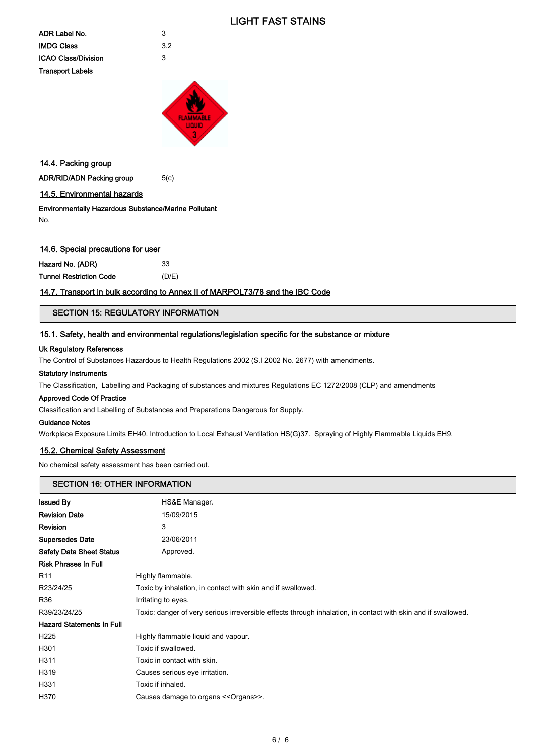| | |
|---|---|
| **ADR Label No.** | 3 |
| **IMDG Class** | 3.2 |
| **ICAO Class/Division** | 3 |
| **Transport Labels** | |

### 14.4. Packing group

| | |
|---|---|
| **ADR/RID/ADN Packing group** | 5(c) |

### 14.5. Environmental hazards

**Environmentally Hazardous Substance/Marine Pollutant**

No.

### 14.6. Special precautions for user

| | |
|---|---|
| **Hazard No. (ADR)** | 33 |
| **Tunnel Restriction Code** | (D/E) |

### 14.7. Transport in bulk according to Annex II of MARPOL73/78 and the IBC Code

## SECTION 15: REGULATORY INFORMATION

### 15.1. Safety, health and environmental regulations/legislation specific for the substance or mixture

**Uk Regulatory References**

The Control of Substances Hazardous to Health Regulations 2002 (S.I 2002 No. 2677) with amendments.

**Statutory Instruments**

The Classification, Labelling and Packaging of substances and mixtures Regulations EC 1272/2008 (CLP) and amendments

**Approved Code Of Practice**

Classification and Labelling of Substances and Preparations Dangerous for Supply.

**Guidance Notes**

Workplace Exposure Limits EH40. Introduction to Local Exhaust Ventilation HS(G)37. Spraying of Highly Flammable Liquids EH9.

### 15.2. Chemical Safety Assessment

No chemical safety assessment has been carried out.

## SECTION 16: OTHER INFORMATION

| | |
|---|---|
| **Issued By** | HS&E Manager. |
| **Revision Date** | 15/09/2015 |
| **Revision** | 3 |
| **Supersedes Date** | 23/06/2011 |
| **Safety Data Sheet Status** | Approved. |

**Risk Phrases In Full**

| | |
|---|---|
| R11 | Highly flammable. |
| R23/24/25 | Toxic by inhalation, in contact with skin and if swallowed. |
| R36 | Irritating to eyes. |
| R39/23/24/25 | Toxic: danger of very serious irreversible effects through inhalation, in contact with skin and if swallowed. |

**Hazard Statements In Full**

| | |
|---|---|
| H225 | Highly flammable liquid and vapour. |
| H301 | Toxic if swallowed. |
| H311 | Toxic in contact with skin. |
| H319 | Causes serious eye irritation. |
| H331 | Toxic if inhaled. |
| H370 | Causes damage to organs <<Organs>>. |